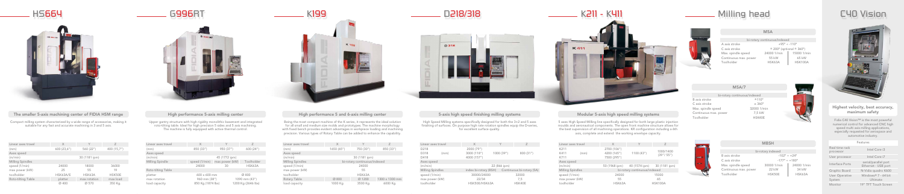# HS664

## The smallest 5-axis machining center of FIDIA HSM range

Compact milling system characterized by a wide range of accessories, making it suitable for any fast and accurate machining in 3 and 5 axis.

| Linear axes travel | X | Y | Z |
|---|---|---|---|
| (mm) | 600 (23,6") | 560 (22") | 400 (15,7") |
| Axes speed | | | |
| (m/min) | 30 (1181 ipm) | | |
| Milling Spindles | | | |
| speed (1/min) | 24000 | 18000 | 36000 |
| max power (kW) | 25 | 55 | 19 |
| toolholder | HSK63A/E | HSK63A | HSK50E |
| Roto-tilting Table | platter | max rotation | max load |
| | Ø 400 | Ø 570 | 350 Kg |

# G996RT

## High performance 5-axis milling center

Upper gantry structure with high rigidity monolithic basement and integrated roto-tilting table. Ideal for high precision 5 sides and 5 axis machining. The machine is fully equipped with active thermal control.

| Linear axes travel | X | Y | Z |
|---|---|---|---|
| (mm) | 850 (33") | 850 (33") | 600 (24") |
| Axes speed | | | |
| (m/min) | 45 (1772 ipm) | | |
| Milling Spindle | speed (1/min) | max power (kW) | Toolholder |
| | 24000 | 30 | HSK63A |
| Roto-tilting Table | | | |
| platter | 600 x 600 mm | | Ø 800 |
| max rotation | 960 mm (38") | | 1090 mm (43") |
| load capacity | 850 Kg (1874 lbs) | | 1200 Kg (2646 lbs) |

# K199

## High performance 5 and 6-axis milling center

Being the most compact machine of the K series, it represents the ideal solution for all small and medium size molds and prototypes. The machine morphology with fixed bench provides evident advantages in workpiece loading and machining precision. Various types of Rotary Table can be added to enhance the capability.

| Linear axes travel | X | Y | Z |
|---|---|---|---|
| (mm) | 1650 (65") | 750 (30") | 850 (33") |
| Axes speed | | | |
| (m/min) | 30 (1181 ipm) | | |
| Milling Spindles | bi-rotary continuous/indexed | | |
| speed (1/min) | 24000 | | |
| max power (kW) | 55 | | |
| toolholder | HSK63A | | |
| Rotary Table | Ø 600 | Ø 1200 | 1300 x 1300 mm |
| load capacity | 1000 Kg | 3500 Kg | 6000 Kg |

# D218/318

## 5-axis high speed finishing milling systems

High Speed Milling systems specifically designed for both the 3+2 and 5 axes finishing of surfaces. On purpose high rpm rotation spindles equip the D-series, for excellent surface quality.

| Linear axes travel | | X | Y | Z |
|---|---|---|---|---|
| D218 | (mm) | 2000 (79") | 1000 (39") | 800 (31") |
| D318 | | 3000 (118") | | |
| D418 | | 4000 (157") | | |
| Axes speed | | | | |
| (m/min) | | 22 (866 ipm) | | |
| Milling Spindles | | index bi-rotary (BSH) | | Continuous bi-rotary (SA) |
| speed (1/min) | | 30000/24000 | | 32000 |
| max power (kW) | | 22/34 | | 7,5 |
| toolholder | | HSK50E/HSK63A | | HSK40E |

# K211 - K411

## Modular 5-axis high speed milling systems

5 axes High Speed Milling line specifically designed for both large plastic injection moulds and aeronautical components. The open front machine structure allows for the best supervision of all machining operations. KR configuration including a 6th axis, complete and extend the working envelope capacity.

| Linear axes travel | | X | Y | Z |
|---|---|---|---|---|
| K211 | (mm) | 2700 (106") | 1100 (43") | 1000/1400 (39"/ 55") |
| K411 | | 4200 (165") | | |
| K711 | | 7500 (295") | | |
| Axes speed | | | | |
| (m/min) | | 50 (1968 ipm) | 40 (1574 ipm) | 30 (1181 ipm) |
| Milling Spindles | | bi-rotary continuous/indexed | | |
| speed (1/min) | | 24000 | | 15000 |
| max power (kW) | | 55 | | 65 |
| toolholder | | HSK63A | | HSK100A |

# Milling head

### M5A

| bi-rotary continuous/indexed | | |
|---|---|---|
| A axis stroke | +95° ÷ -110° | |
| C axis stroke | ± 200° (optional ± 360°) | |
| Max. spindle speed | 24000 1/min | 15000 1/min |
| Continuous max. power | 55 kW | 65 kW |
| Toolholder | HSK63A | HSK100A |

### M5A/7

| bi-rotary continuous/indexed | |
|---|---|
| B axis stroke | ± 110° |
| C axis stroke | ± 360° |
| Max. spindle speed | 32000 1/min |
| Continuous max. power | 7,5 kW |
| Toolholder | HSK40E |

### M8SH

| bi-rotary indexed | | |
|---|---|---|
| B axis stroke | -102° ÷ +24° | |
| C axis stroke | -177° ÷ +180° | |
| Max. spindle speed | 30000 1/min | 24000 1/min |
| Continuous max. power | 22 kW | 34 kW |
| Toolholder | HSK50E | HSK63A |

# C40 Vision

## Highest velocity, best accuracy, maximum safety

Fidia C40 Vision™ is the most powerful numerical control for advanced CNC high speed multi axis milling applications, especially requested for aerospace and automotive industry.

| Features | |
|---|---|
| Real time rack processor | Intel Core i3 |
| User processor | Intel Core i7 |
| Interface Ports | serial/parallel port Ethernet - USB port |
| Graphic Board | N-Vidia quadro K600 |
| User Operative System | Windows® 7 - 64 bit Ultimate |
| Monitor | 19" TFT Touch Screen |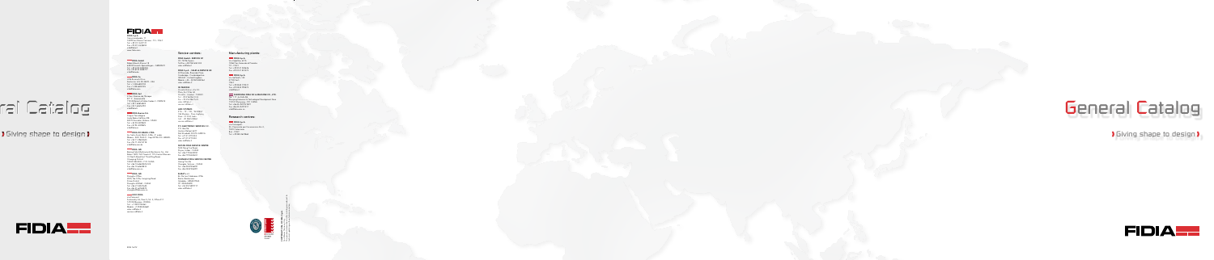# General Catalog

Giving shape to design

FIDIA

## Service centers:

## Manufacturing plants:

## Research centers: